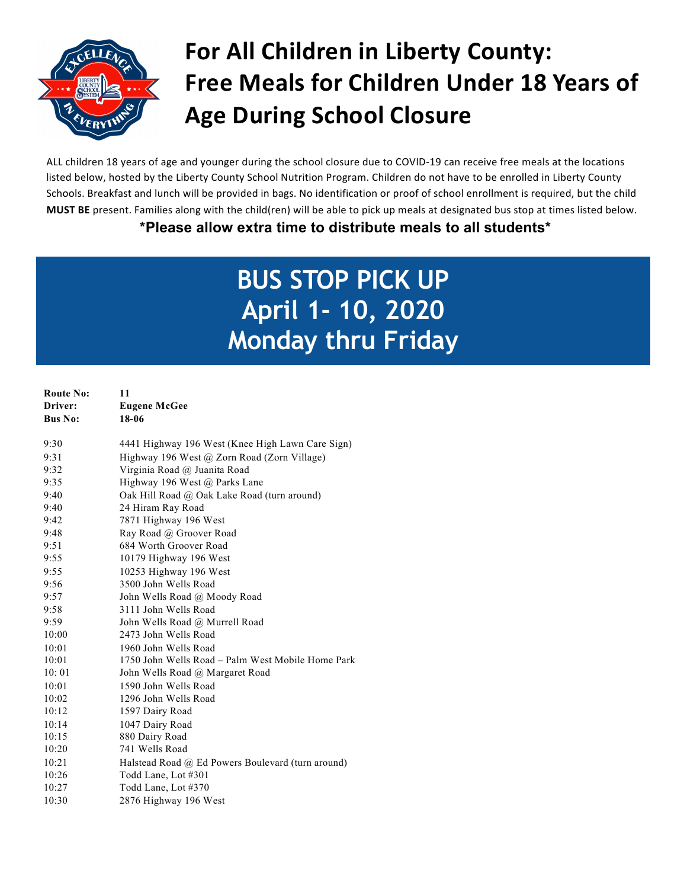# For All Children in Liberty County: Free Meals for Children Under 18 Years of Age During School Closure

ALL children 18 years of age and younger during the school closure due to COVID-19 can receive free meals at the locations listed below, hosted by the Liberty County School Nutrition Program. Children do not have to be enrolled in Liberty County Schools. Breakfast and lunch will be provided in bags. No identification or proof of school enrollment is required, but the child **MUST BE** present. Families along with the child(ren) will be able to pick up meals at designated bus stop at times listed below.

**\*Please allow extra time to distribute meals to all students\***

## BUS STOP PICK UP
## April 1- 10, 2020
## Monday thru Friday

**Route No:** 11
**Driver:** Eugene McGee
**Bus No:** 18-06

| Time | Location |
|---|---|
| 9:30 | 4441 Highway 196 West (Knee High Lawn Care Sign) |
| 9:31 | Highway 196 West @ Zorn Road (Zorn Village) |
| 9:32 | Virginia Road @ Juanita Road |
| 9:35 | Highway 196 West @ Parks Lane |
| 9:40 | Oak Hill Road @ Oak Lake Road (turn around) |
| 9:40 | 24 Hiram Ray Road |
| 9:42 | 7871 Highway 196 West |
| 9:48 | Ray Road @ Groover Road |
| 9:51 | 684 Worth Groover Road |
| 9:55 | 10179 Highway 196 West |
| 9:55 | 10253 Highway 196 West |
| 9:56 | 3500 John Wells Road |
| 9:57 | John Wells Road @ Moody Road |
| 9:58 | 3111 John Wells Road |
| 9:59 | John Wells Road @ Murrell Road |
| 10:00 | 2473 John Wells Road |
| 10:01 | 1960 John Wells Road |
| 10:01 | 1750 John Wells Road – Palm West Mobile Home Park |
| 10: 01 | John Wells Road @ Margaret Road |
| 10:01 | 1590 John Wells Road |
| 10:02 | 1296 John Wells Road |
| 10:12 | 1597 Dairy Road |
| 10:14 | 1047 Dairy Road |
| 10:15 | 880 Dairy Road |
| 10:20 | 741 Wells Road |
| 10:21 | Halstead Road @ Ed Powers Boulevard (turn around) |
| 10:26 | Todd Lane, Lot #301 |
| 10:27 | Todd Lane, Lot #370 |
| 10:30 | 2876 Highway 196 West |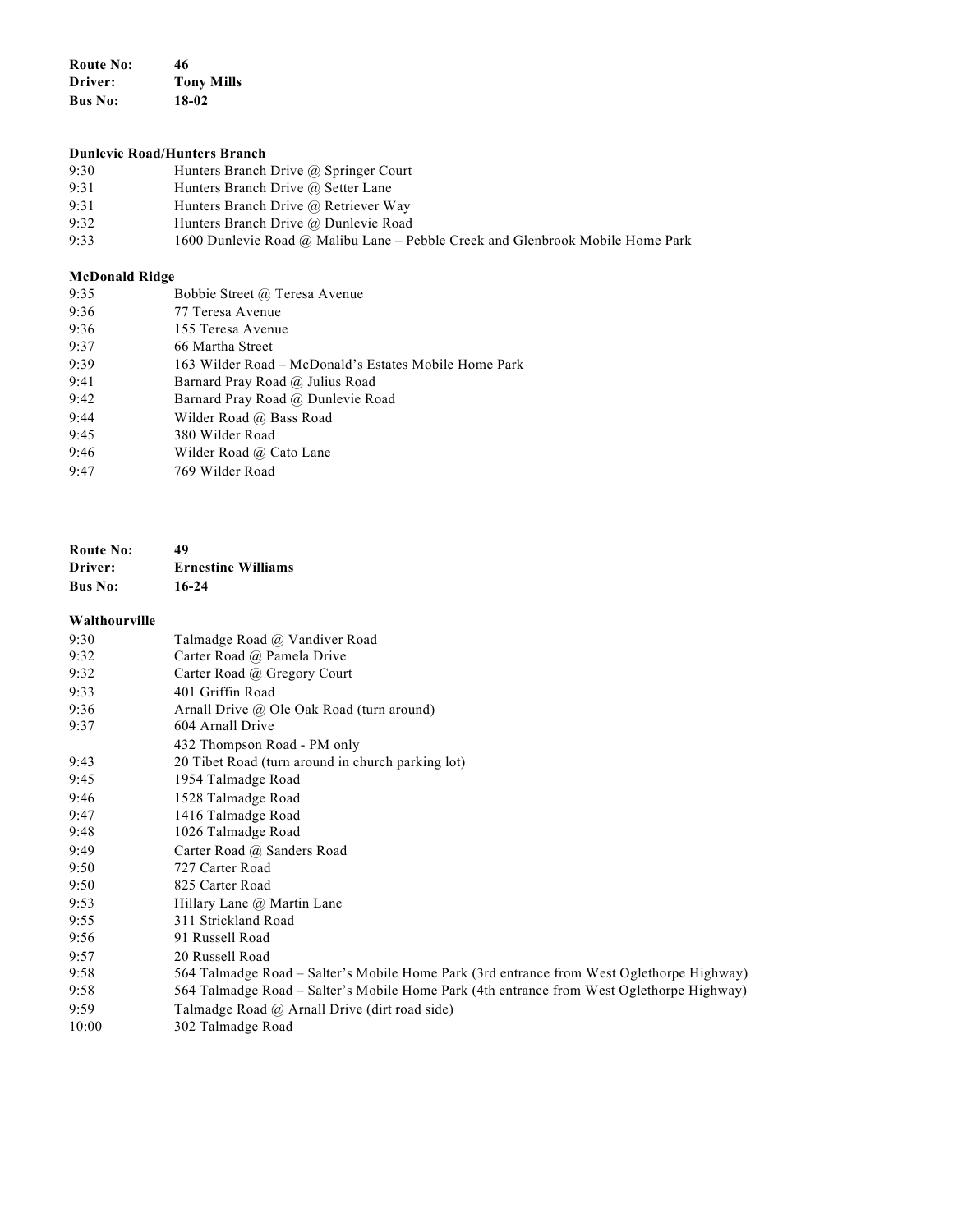**Route No:** 46
**Driver:** Tony Mills
**Bus No:** 18-02

**Dunlevie Road/Hunters Branch**

| | |
|---|---|
| 9:30 | Hunters Branch Drive @ Springer Court |
| 9:31 | Hunters Branch Drive @ Setter Lane |
| 9:31 | Hunters Branch Drive @ Retriever Way |
| 9:32 | Hunters Branch Drive @ Dunlevie Road |
| 9:33 | 1600 Dunlevie Road @ Malibu Lane – Pebble Creek and Glenbrook Mobile Home Park |

**McDonald Ridge**

| | |
|---|---|
| 9:35 | Bobbie Street @ Teresa Avenue |
| 9:36 | 77 Teresa Avenue |
| 9:36 | 155 Teresa Avenue |
| 9:37 | 66 Martha Street |
| 9:39 | 163 Wilder Road – McDonald's Estates Mobile Home Park |
| 9:41 | Barnard Pray Road @ Julius Road |
| 9:42 | Barnard Pray Road @ Dunlevie Road |
| 9:44 | Wilder Road @ Bass Road |
| 9:45 | 380 Wilder Road |
| 9:46 | Wilder Road @ Cato Lane |
| 9:47 | 769 Wilder Road |

**Route No:** 49
**Driver:** Ernestine Williams
**Bus No:** 16-24

**Walthourville**

| | |
|---|---|
| 9:30 | Talmadge Road @ Vandiver Road |
| 9:32 | Carter Road @ Pamela Drive |
| 9:32 | Carter Road @ Gregory Court |
| 9:33 | 401 Griffin Road |
| 9:36 | Arnall Drive @ Ole Oak Road (turn around) |
| 9:37 | 604 Arnall Drive |
| | 432 Thompson Road - PM only |
| 9:43 | 20 Tibet Road (turn around in church parking lot) |
| 9:45 | 1954 Talmadge Road |
| 9:46 | 1528 Talmadge Road |
| 9:47 | 1416 Talmadge Road |
| 9:48 | 1026 Talmadge Road |
| 9:49 | Carter Road @ Sanders Road |
| 9:50 | 727 Carter Road |
| 9:50 | 825 Carter Road |
| 9:53 | Hillary Lane @ Martin Lane |
| 9:55 | 311 Strickland Road |
| 9:56 | 91 Russell Road |
| 9:57 | 20 Russell Road |
| 9:58 | 564 Talmadge Road – Salter's Mobile Home Park (3rd entrance from West Oglethorpe Highway) |
| 9:58 | 564 Talmadge Road – Salter's Mobile Home Park (4th entrance from West Oglethorpe Highway) |
| 9:59 | Talmadge Road @ Arnall Drive (dirt road side) |
| 10:00 | 302 Talmadge Road |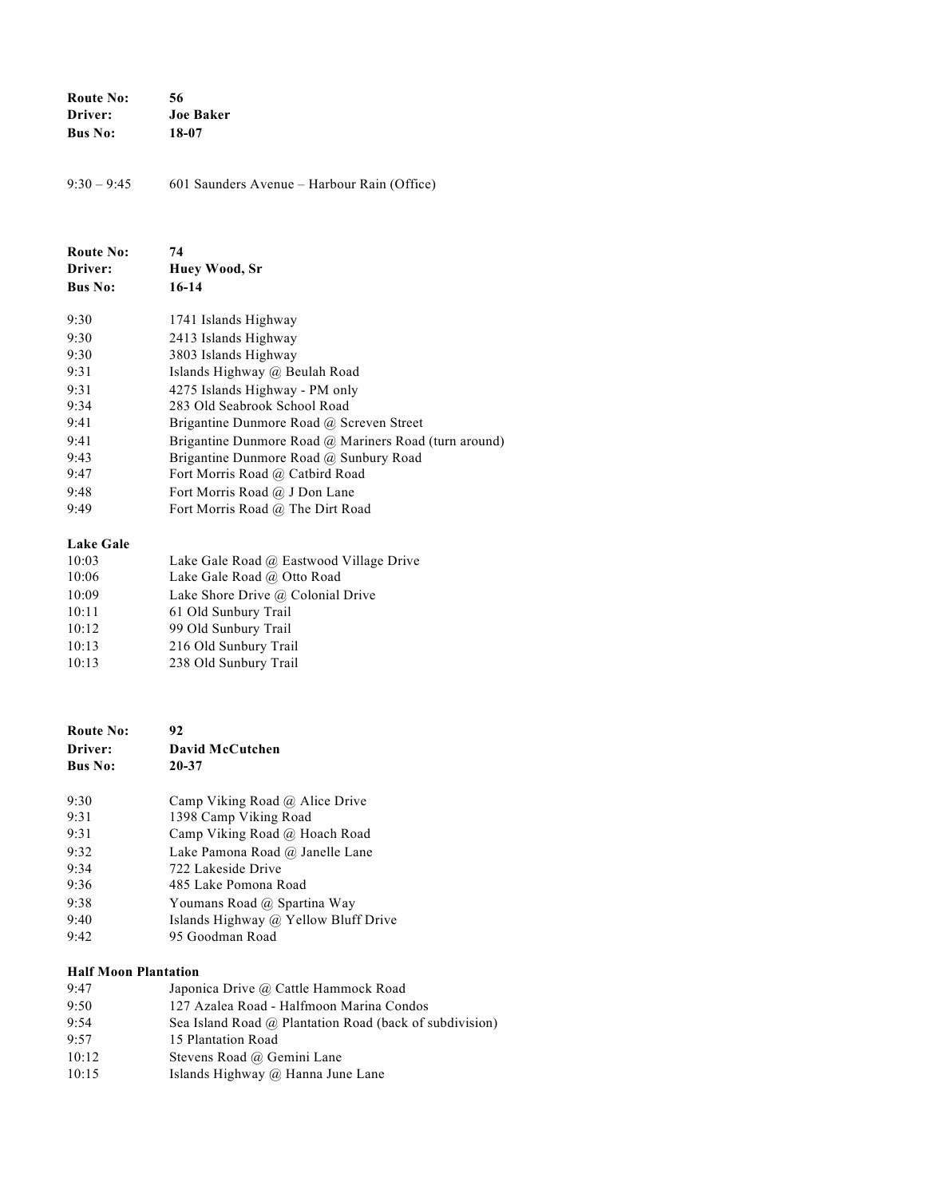**Route No:** 56
**Driver:** **Joe Baker**
**Bus No:** **18-07**

| | |
|---|---|
| 9:30 – 9:45 | 601 Saunders Avenue – Harbour Rain (Office) |

**Route No:** 74
**Driver:** **Huey Wood, Sr**
**Bus No:** **16-14**

| | |
|---|---|
| 9:30 | 1741 Islands Highway |
| 9:30 | 2413 Islands Highway |
| 9:30 | 3803 Islands Highway |
| 9:31 | Islands Highway @ Beulah Road |
| 9:31 | 4275 Islands Highway - PM only |
| 9:34 | 283 Old Seabrook School Road |
| 9:41 | Brigantine Dunmore Road @ Screven Street |
| 9:41 | Brigantine Dunmore Road @ Mariners Road (turn around) |
| 9:43 | Brigantine Dunmore Road @ Sunbury Road |
| 9:47 | Fort Morris Road @ Catbird Road |
| 9:48 | Fort Morris Road @ J Don Lane |
| 9:49 | Fort Morris Road @ The Dirt Road |

**Lake Gale**

| | |
|---|---|
| 10:03 | Lake Gale Road @ Eastwood Village Drive |
| 10:06 | Lake Gale Road @ Otto Road |
| 10:09 | Lake Shore Drive @ Colonial Drive |
| 10:11 | 61 Old Sunbury Trail |
| 10:12 | 99 Old Sunbury Trail |
| 10:13 | 216 Old Sunbury Trail |
| 10:13 | 238 Old Sunbury Trail |

**Route No:** 92
**Driver:** **David McCutchen**
**Bus No:** **20-37**

| | |
|---|---|
| 9:30 | Camp Viking Road @ Alice Drive |
| 9:31 | 1398 Camp Viking Road |
| 9:31 | Camp Viking Road @ Hoach Road |
| 9:32 | Lake Pamona Road @ Janelle Lane |
| 9:34 | 722 Lakeside Drive |
| 9:36 | 485 Lake Pomona Road |
| 9:38 | Youmans Road @ Spartina Way |
| 9:40 | Islands Highway @ Yellow Bluff Drive |
| 9:42 | 95 Goodman Road |

**Half Moon Plantation**

| | |
|---|---|
| 9:47 | Japonica Drive @ Cattle Hammock Road |
| 9:50 | 127 Azalea Road - Halfmoon Marina Condos |
| 9:54 | Sea Island Road @ Plantation Road (back of subdivision) |
| 9:57 | 15 Plantation Road |
| 10:12 | Stevens Road @ Gemini Lane |
| 10:15 | Islands Highway @ Hanna June Lane |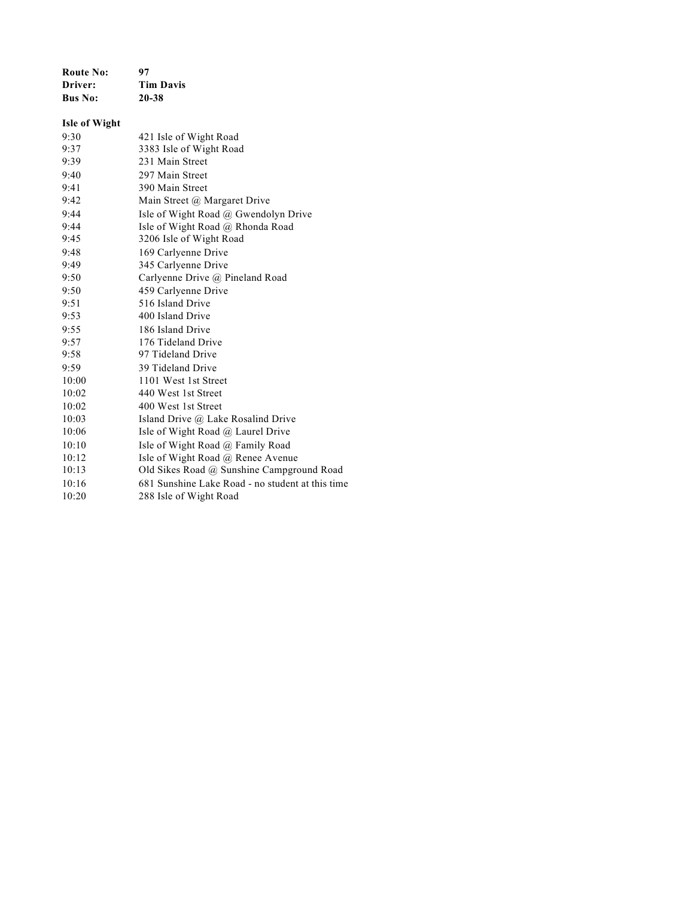**Route No:** 97
**Driver:** Tim Davis
**Bus No:** 20-38

**Isle of Wight**

| | |
|---|---|
| 9:30 | 421 Isle of Wight Road |
| 9:37 | 3383 Isle of Wight Road |
| 9:39 | 231 Main Street |
| 9:40 | 297 Main Street |
| 9:41 | 390 Main Street |
| 9:42 | Main Street @ Margaret Drive |
| 9:44 | Isle of Wight Road @ Gwendolyn Drive |
| 9:44 | Isle of Wight Road @ Rhonda Road |
| 9:45 | 3206 Isle of Wight Road |
| 9:48 | 169 Carlyenne Drive |
| 9:49 | 345 Carlyenne Drive |
| 9:50 | Carlyenne Drive @ Pineland Road |
| 9:50 | 459 Carlyenne Drive |
| 9:51 | 516 Island Drive |
| 9:53 | 400 Island Drive |
| 9:55 | 186 Island Drive |
| 9:57 | 176 Tideland Drive |
| 9:58 | 97 Tideland Drive |
| 9:59 | 39 Tideland Drive |
| 10:00 | 1101 West 1st Street |
| 10:02 | 440 West 1st Street |
| 10:02 | 400 West 1st Street |
| 10:03 | Island Drive @ Lake Rosalind Drive |
| 10:06 | Isle of Wight Road @ Laurel Drive |
| 10:10 | Isle of Wight Road @ Family Road |
| 10:12 | Isle of Wight Road @ Renee Avenue |
| 10:13 | Old Sikes Road @ Sunshine Campground Road |
| 10:16 | 681 Sunshine Lake Road - no student at this time |
| 10:20 | 288 Isle of Wight Road |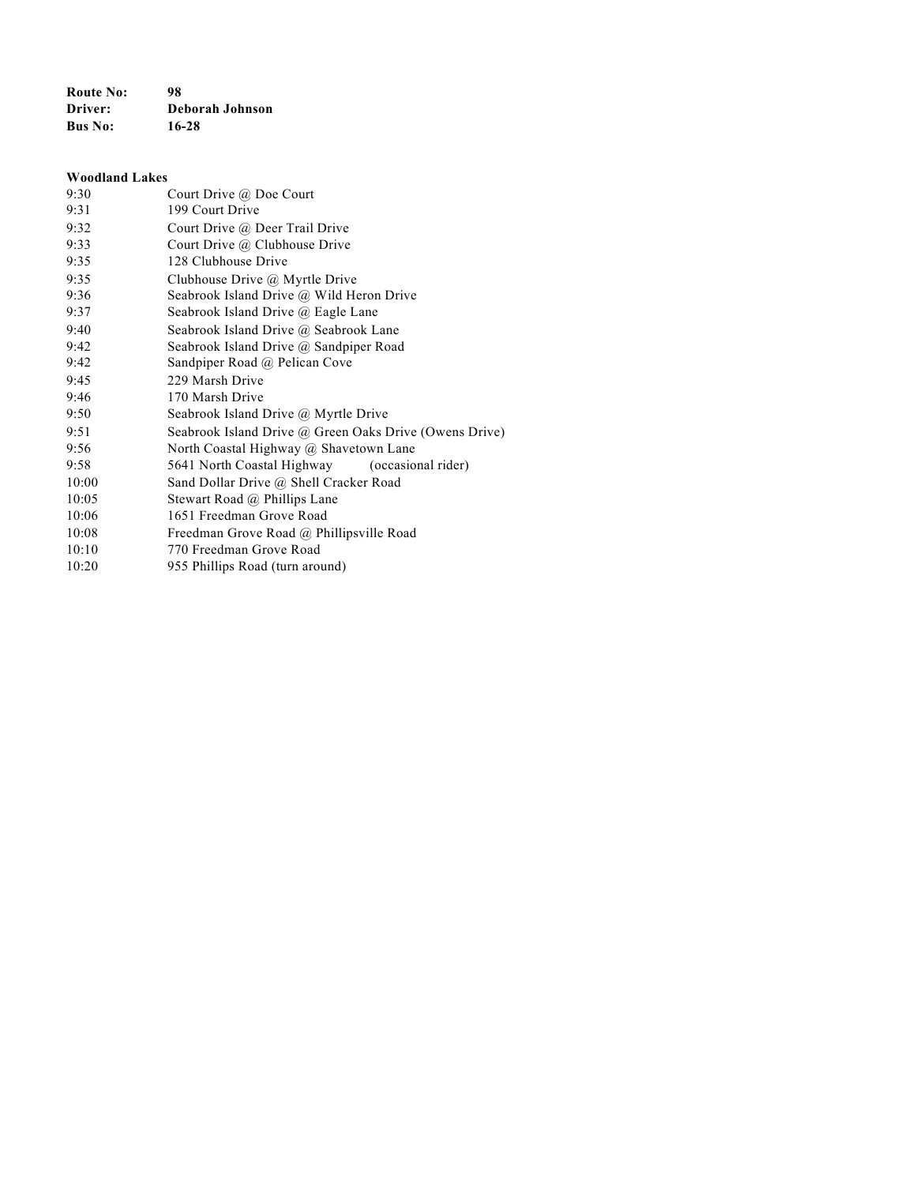**Route No:** **98**
**Driver:** **Deborah Johnson**
**Bus No:** **16-28**

**Woodland Lakes**

| | |
|---|---|
| 9:30 | Court Drive @ Doe Court |
| 9:31 | 199 Court Drive |
| 9:32 | Court Drive @ Deer Trail Drive |
| 9:33 | Court Drive @ Clubhouse Drive |
| 9:35 | 128 Clubhouse Drive |
| 9:35 | Clubhouse Drive @ Myrtle Drive |
| 9:36 | Seabrook Island Drive @ Wild Heron Drive |
| 9:37 | Seabrook Island Drive @ Eagle Lane |
| 9:40 | Seabrook Island Drive @ Seabrook Lane |
| 9:42 | Seabrook Island Drive @ Sandpiper Road |
| 9:42 | Sandpiper Road @ Pelican Cove |
| 9:45 | 229 Marsh Drive |
| 9:46 | 170 Marsh Drive |
| 9:50 | Seabrook Island Drive @ Myrtle Drive |
| 9:51 | Seabrook Island Drive @ Green Oaks Drive (Owens Drive) |
| 9:56 | North Coastal Highway @ Shavetown Lane |
| 9:58 | 5641 North Coastal Highway (occasional rider) |
| 10:00 | Sand Dollar Drive @ Shell Cracker Road |
| 10:05 | Stewart Road @ Phillips Lane |
| 10:06 | 1651 Freedman Grove Road |
| 10:08 | Freedman Grove Road @ Phillipsville Road |
| 10:10 | 770 Freedman Grove Road |
| 10:20 | 955 Phillips Road (turn around) |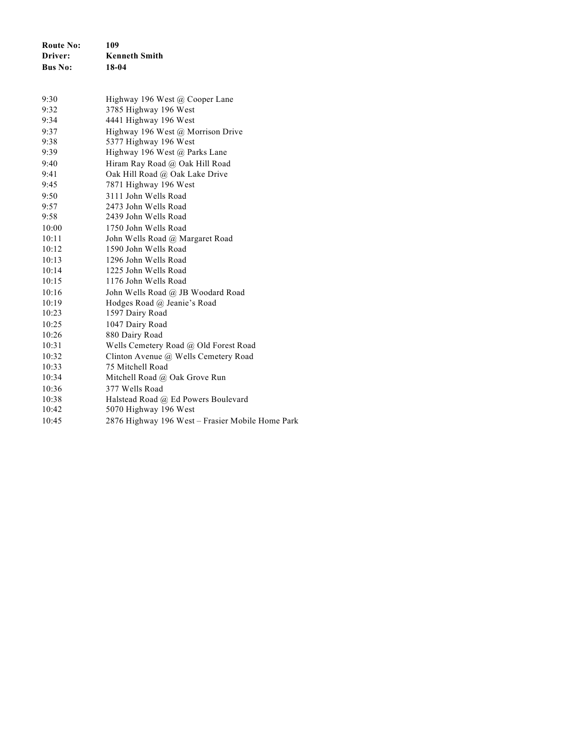**Route No:** **109**
**Driver:** **Kenneth Smith**
**Bus No:** **18-04**

| | |
|---|---|
| 9:30 | Highway 196 West @ Cooper Lane |
| 9:32 | 3785 Highway 196 West |
| 9:34 | 4441 Highway 196 West |
| 9:37 | Highway 196 West @ Morrison Drive |
| 9:38 | 5377 Highway 196 West |
| 9:39 | Highway 196 West @ Parks Lane |
| 9:40 | Hiram Ray Road @ Oak Hill Road |
| 9:41 | Oak Hill Road @ Oak Lake Drive |
| 9:45 | 7871 Highway 196 West |
| 9:50 | 3111 John Wells Road |
| 9:57 | 2473 John Wells Road |
| 9:58 | 2439 John Wells Road |
| 10:00 | 1750 John Wells Road |
| 10:11 | John Wells Road @ Margaret Road |
| 10:12 | 1590 John Wells Road |
| 10:13 | 1296 John Wells Road |
| 10:14 | 1225 John Wells Road |
| 10:15 | 1176 John Wells Road |
| 10:16 | John Wells Road @ JB Woodard Road |
| 10:19 | Hodges Road @ Jeanie's Road |
| 10:23 | 1597 Dairy Road |
| 10:25 | 1047 Dairy Road |
| 10:26 | 880 Dairy Road |
| 10:31 | Wells Cemetery Road @ Old Forest Road |
| 10:32 | Clinton Avenue @ Wells Cemetery Road |
| 10:33 | 75 Mitchell Road |
| 10:34 | Mitchell Road @ Oak Grove Run |
| 10:36 | 377 Wells Road |
| 10:38 | Halstead Road @ Ed Powers Boulevard |
| 10:42 | 5070 Highway 196 West |
| 10:45 | 2876 Highway 196 West – Frasier Mobile Home Park |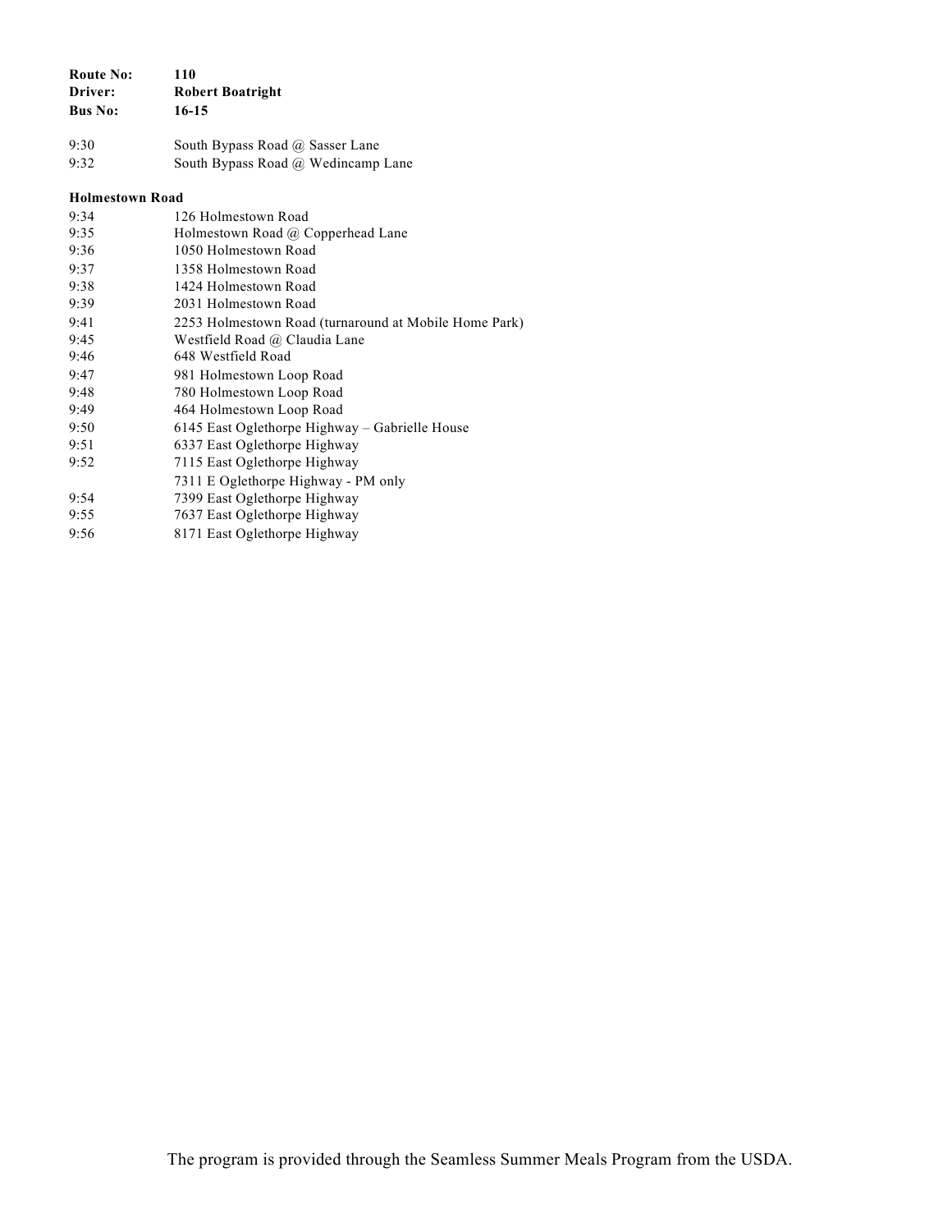**Route No:** **110**
**Driver:** **Robert Boatright**
**Bus No:** **16-15**

| | |
|---|---|
| 9:30 | South Bypass Road @ Sasser Lane |
| 9:32 | South Bypass Road @ Wedincamp Lane |

**Holmestown Road**

| | |
|---|---|
| 9:34 | 126 Holmestown Road |
| 9:35 | Holmestown Road @ Copperhead Lane |
| 9:36 | 1050 Holmestown Road |
| 9:37 | 1358 Holmestown Road |
| 9:38 | 1424 Holmestown Road |
| 9:39 | 2031 Holmestown Road |
| 9:41 | 2253 Holmestown Road (turnaround at Mobile Home Park) |
| 9:45 | Westfield Road @ Claudia Lane |
| 9:46 | 648 Westfield Road |
| 9:47 | 981 Holmestown Loop Road |
| 9:48 | 780 Holmestown Loop Road |
| 9:49 | 464 Holmestown Loop Road |
| 9:50 | 6145 East Oglethorpe Highway – Gabrielle House |
| 9:51 | 6337 East Oglethorpe Highway |
| 9:52 | 7115 East Oglethorpe Highway |
| | 7311 E Oglethorpe Highway - PM only |
| 9:54 | 7399 East Oglethorpe Highway |
| 9:55 | 7637 East Oglethorpe Highway |
| 9:56 | 8171 East Oglethorpe Highway |

The program is provided through the Seamless Summer Meals Program from the USDA.